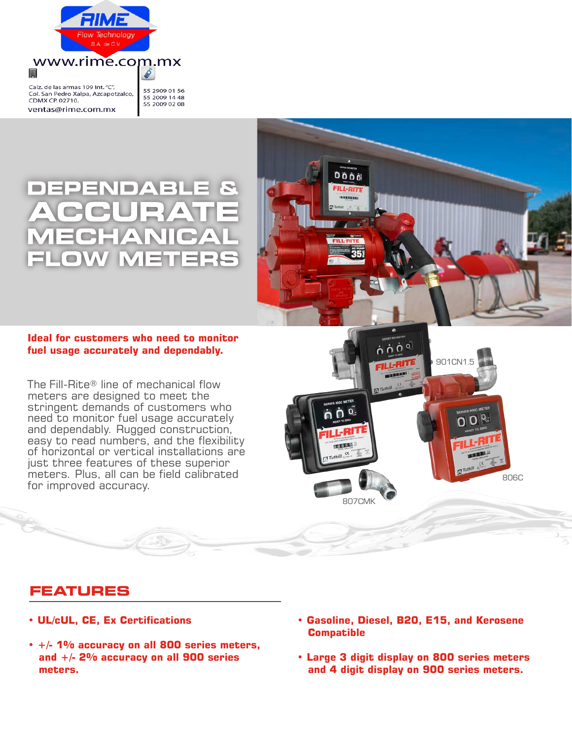RIME Flow Technology S.A. de C.V.

www.rime.com.mx

Calz. de las armas 109 Int. "C",
Col. San Pedro Xalpa, Azcapotzalco,
CDMX CP. 02710.
ventas@rime.com.mx

55 2909 01 56
55 2009 14 48
55 2009 02 08

# DEPENDABLE & ACCURATE MECHANICAL FLOW METERS

**Ideal for customers who need to monitor fuel usage accurately and dependably.**

The Fill-Rite® line of mechanical flow meters are designed to meet the stringent demands of customers who need to monitor fuel usage accurately and dependably. Rugged construction, easy to read numbers, and the flexibility of horizontal or vertical installations are just three features of these superior meters. Plus, all can be field calibrated for improved accuracy.

901CN1.5

806C

807CMK

## FEATURES

- **UL/cUL, CE, Ex Certifications**
- **+/- 1% accuracy on all 800 series meters, and +/- 2% accuracy on all 900 series meters.**
- **Gasoline, Diesel, B20, E15, and Kerosene Compatible**
- **Large 3 digit display on 800 series meters and 4 digit display on 900 series meters.**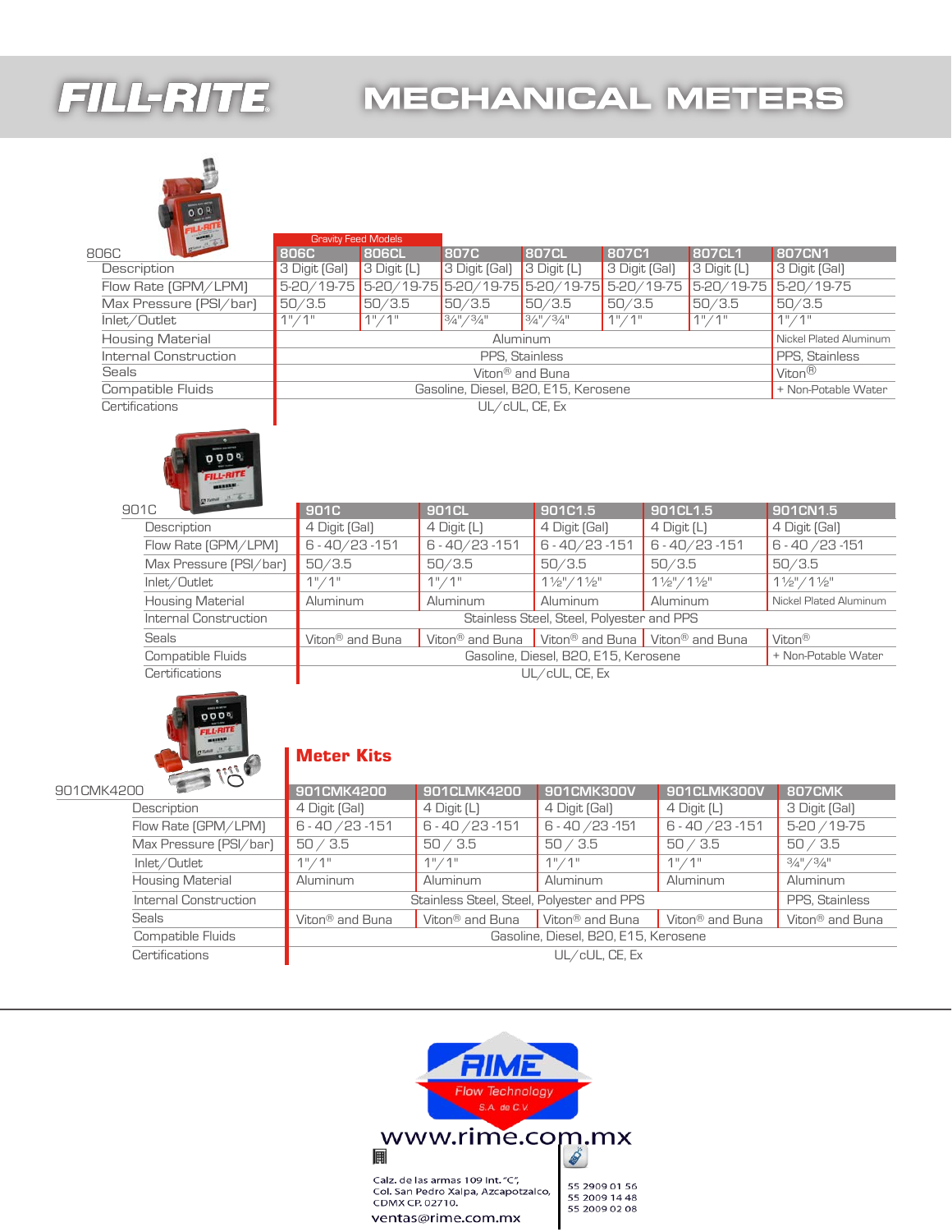# FILL-RITE MECHANICAL METERS

806C

| | Gravity Feed Models | | | | | | |
|---|---|---|---|---|---|---|---|
| | 806C | 806CL | 807C | 807CL | 807C1 | 807CL1 | 807CN1 |
| Description | 3 Digit (Gal) | 3 Digit (L) | 3 Digit (Gal) | 3 Digit (L) | 3 Digit (Gal) | 3 Digit (L) | 3 Digit (Gal) |
| Flow Rate (GPM/LPM) | 5-20/19-75 | 5-20/19-75 | 5-20/19-75 | 5-20/19-75 | 5-20/19-75 | 5-20/19-75 | 5-20/19-75 |
| Max Pressure (PSI/bar) | 50/3.5 | 50/3.5 | 50/3.5 | 50/3.5 | 50/3.5 | 50/3.5 | 50/3.5 |
| Inlet/Outlet | 1"/1" | 1"/1" | ¾"/¾" | ¾"/¾" | 1"/1" | 1"/1" | 1"/1" |
| Housing Material | Aluminum | | | | | | Nickel Plated Aluminum |
| Internal Construction | PPS, Stainless | | | | | | PPS, Stainless |
| Seals | Viton® and Buna | | | | | | Viton® |
| Compatible Fluids | Gasoline, Diesel, B20, E15, Kerosene | | | | | | + Non-Potable Water |
| Certifications | UL/cUL, CE, Ex | | | | | | |

901C

| | 901C | 901CL | 901C1.5 | 901CL1.5 | 901CN1.5 |
|---|---|---|---|---|---|
| Description | 4 Digit (Gal) | 4 Digit (L) | 4 Digit (Gal) | 4 Digit (L) | 4 Digit (Gal) |
| Flow Rate (GPM/LPM) | 6 - 40/23 -151 | 6 - 40/23 -151 | 6 - 40/23 -151 | 6 - 40/23 -151 | 6 - 40 /23 -151 |
| Max Pressure (PSI/bar) | 50/3.5 | 50/3.5 | 50/3.5 | 50/3.5 | 50/3.5 |
| Inlet/Outlet | 1"/1" | 1"/1" | 1½"/1½" | 1½"/1½" | 1½"/1½" |
| Housing Material | Aluminum | Aluminum | Aluminum | Aluminum | Nickel Plated Aluminum |
| Internal Construction | Stainless Steel, Steel, Polyester and PPS | | | | |
| Seals | Viton® and Buna | Viton® and Buna | Viton® and Buna | Viton® and Buna | Viton® |
| Compatible Fluids | Gasoline, Diesel, B20, E15, Kerosene | | | | + Non-Potable Water |
| Certifications | UL/cUL, CE, Ex | | | | |

## Meter Kits

901CMK4200

| | 901CMK4200 | 901CLMK4200 | 901CMK300V | 901CLMK300V | 807CMK |
|---|---|---|---|---|---|
| Description | 4 Digit (Gal) | 4 Digit (L) | 4 Digit (Gal) | 4 Digit (L) | 3 Digit (Gal) |
| Flow Rate (GPM/LPM) | 6 - 40 /23 -151 | 6 - 40 /23 -151 | 6 - 40 /23 -151 | 6 - 40 /23 -151 | 5-20 /19-75 |
| Max Pressure (PSI/bar) | 50 / 3.5 | 50 / 3.5 | 50 / 3.5 | 50 / 3.5 | 50 / 3.5 |
| Inlet/Outlet | 1"/1" | 1"/1" | 1"/1" | 1"/1" | ¾"/¾" |
| Housing Material | Aluminum | Aluminum | Aluminum | Aluminum | Aluminum |
| Internal Construction | Stainless Steel, Steel, Polyester and PPS | | | | PPS, Stainless |
| Seals | Viton® and Buna | Viton® and Buna | Viton® and Buna | Viton® and Buna | Viton® and Buna |
| Compatible Fluids | Gasoline, Diesel, B20, E15, Kerosene | | | | |
| Certifications | UL/cUL, CE, Ex | | | | |

RIME Flow Technology S.A. de C.V.

www.rime.com.mx

Calz. de las armas 109 Int. "C",
Col. San Pedro Xalpa, Azcapotzalco,
CDMX CP. 02710.

ventas@rime.com.mx

55 2909 01 56
55 2009 14 48
55 2009 02 08